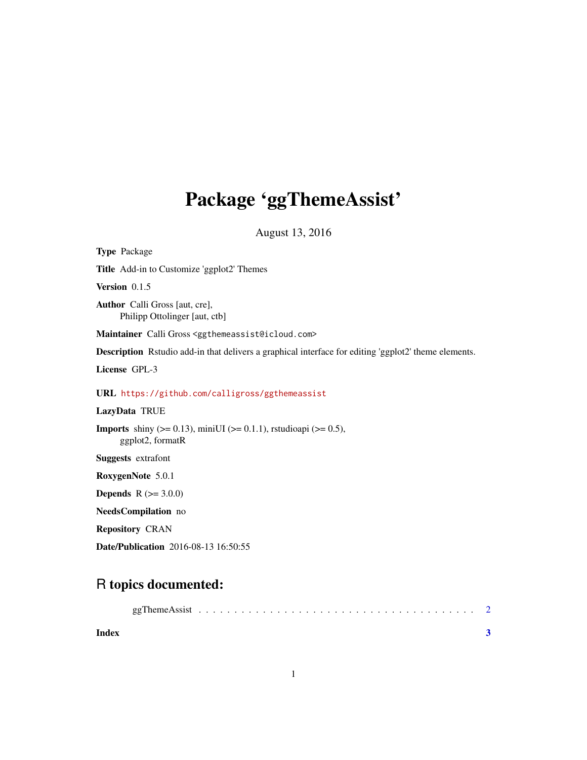# Package 'ggThemeAssist'

August 13, 2016

**Type** Package

**Title** Add-in to Customize 'ggplot2' Themes

**Version** 0.1.5

**Author** Calli Gross [aut, cre],
Philipp Ottolinger [aut, ctb]

**Maintainer** Calli Gross <ggthemeassist@icloud.com>

**Description** Rstudio add-in that delivers a graphical interface for editing 'ggplot2' theme elements.

**License** GPL-3

**URL** https://github.com/calligross/ggthemeassist

**LazyData** TRUE

**Imports** shiny (>= 0.13), miniUI (>= 0.1.1), rstudioapi (>= 0.5),
ggplot2, formatR

**Suggests** extrafont

**RoxygenNote** 5.0.1

**Depends** R (>= 3.0.0)

**NeedsCompilation** no

**Repository** CRAN

**Date/Publication** 2016-08-13 16:50:55

## R topics documented:

ggThemeAssist . . . . . . . . . . . . . . . . . . . . . . . . . . . . . . . . . . . . . 2

**Index** **3**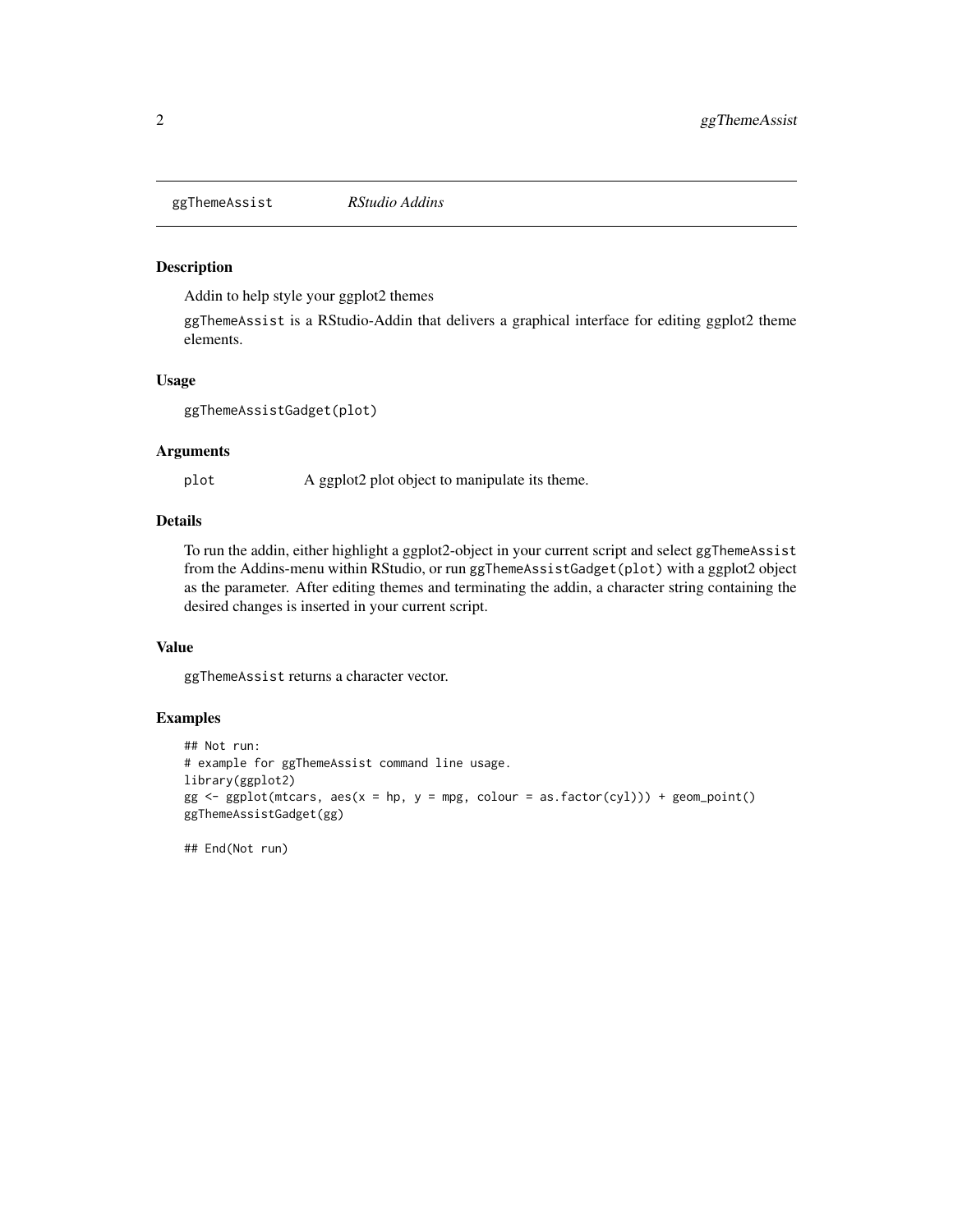# ggThemeAssist *RStudio Addins*

## Description

Addin to help style your ggplot2 themes

`ggThemeAssist` is a RStudio-Addin that delivers a graphical interface for editing ggplot2 theme elements.

## Usage

```
ggThemeAssistGadget(plot)
```

## Arguments

| | |
|---|---|
| `plot` | A ggplot2 plot object to manipulate its theme. |

## Details

To run the addin, either highlight a ggplot2-object in your current script and select ggThemeAssist from the Addins-menu within RStudio, or run `ggThemeAssistGadget(plot)` with a ggplot2 object as the parameter. After editing themes and terminating the addin, a character string containing the desired changes is inserted in your current script.

## Value

`ggThemeAssist` returns a character vector.

## Examples

```
## Not run:
# example for ggThemeAssist command line usage.
library(ggplot2)
gg <- ggplot(mtcars, aes(x = hp, y = mpg, colour = as.factor(cyl))) + geom_point()
ggThemeAssistGadget(gg)

## End(Not run)
```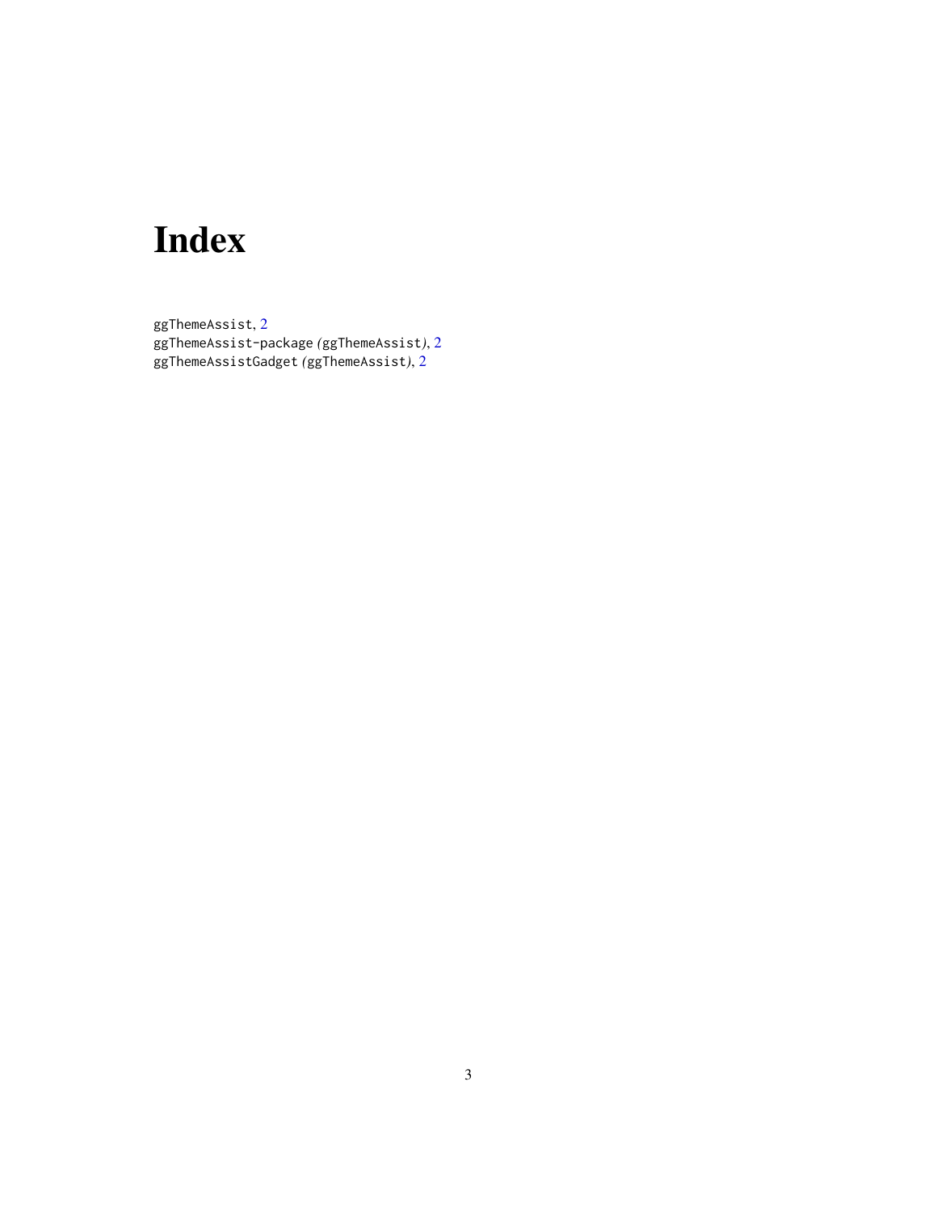# Index

ggThemeAssist, 2
ggThemeAssist-package *(*ggThemeAssist*)*, 2
ggThemeAssistGadget *(*ggThemeAssist*)*, 2